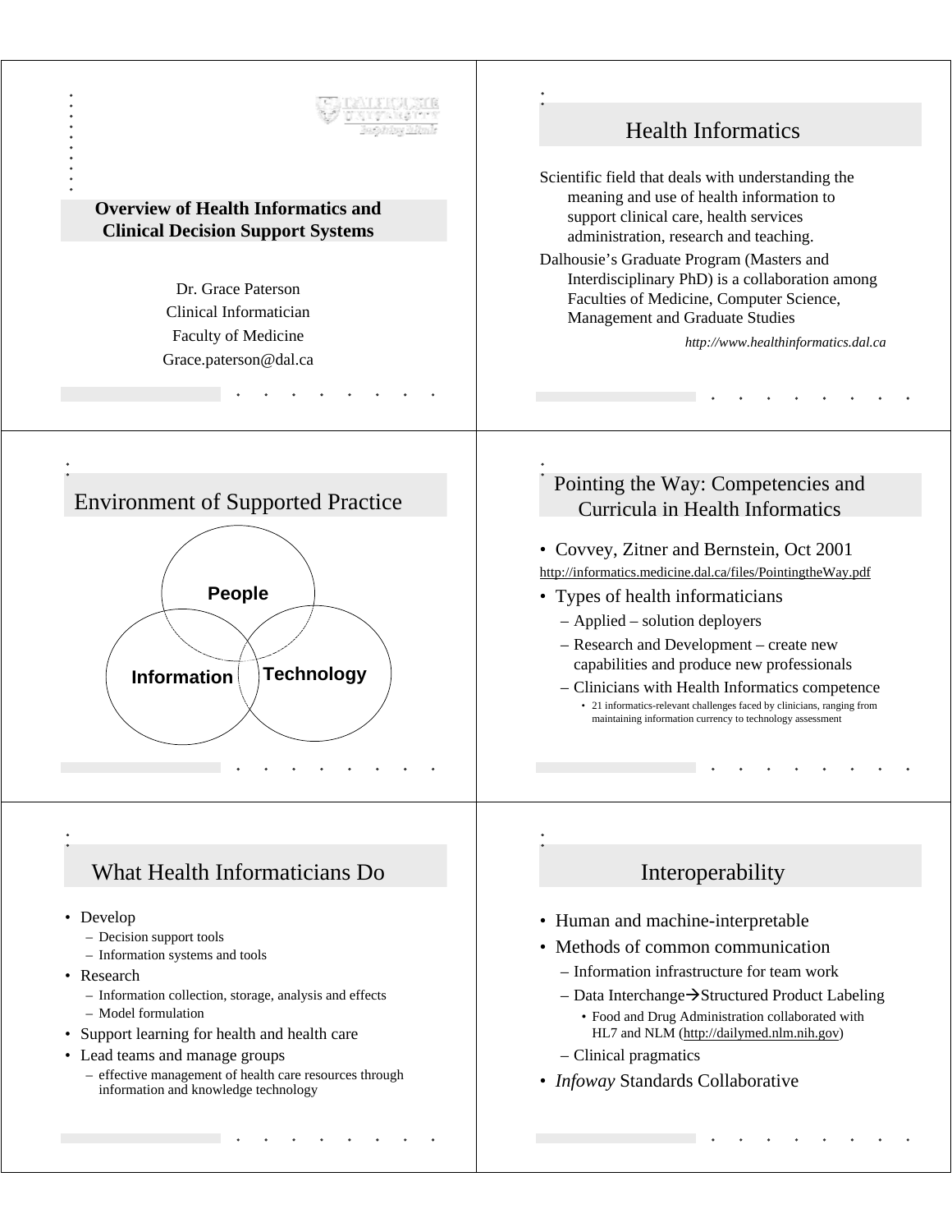## Overview of Health Informatics and Clinical Decision Support Systems

Dr. Grace Paterson
Clinical Informatician
Faculty of Medicine
Grace.paterson@dal.ca

## Health Informatics

Scientific field that deals with understanding the meaning and use of health information to support clinical care, health services administration, research and teaching.

Dalhousie's Graduate Program (Masters and Interdisciplinary PhD) is a collaboration among Faculties of Medicine, Computer Science, Management and Graduate Studies

*http://www.healthinformatics.dal.ca*

## Environment of Supported Practice

**People**

**Information**

**Technology**

## Pointing the Way: Competencies and Curricula in Health Informatics

- Covvey, Zitner and Bernstein, Oct 2001

http://informatics.medicine.dal.ca/files/PointingtheWay.pdf

- Types of health informaticians
  - Applied – solution deployers
  - Research and Development – create new capabilities and produce new professionals
  - Clinicians with Health Informatics competence
    - 21 informatics-relevant challenges faced by clinicians, ranging from maintaining information currency to technology assessment

## What Health Informaticians Do

- Develop
  - Decision support tools
  - Information systems and tools
- Research
  - Information collection, storage, analysis and effects
  - Model formulation
- Support learning for health and health care
- Lead teams and manage groups
  - effective management of health care resources through information and knowledge technology

## Interoperability

- Human and machine-interpretable
- Methods of common communication
  - Information infrastructure for team work
  - Data Interchange→Structured Product Labeling
    - Food and Drug Administration collaborated with HL7 and NLM (http://dailymed.nlm.nih.gov)
  - Clinical pragmatics
- *Infoway* Standards Collaborative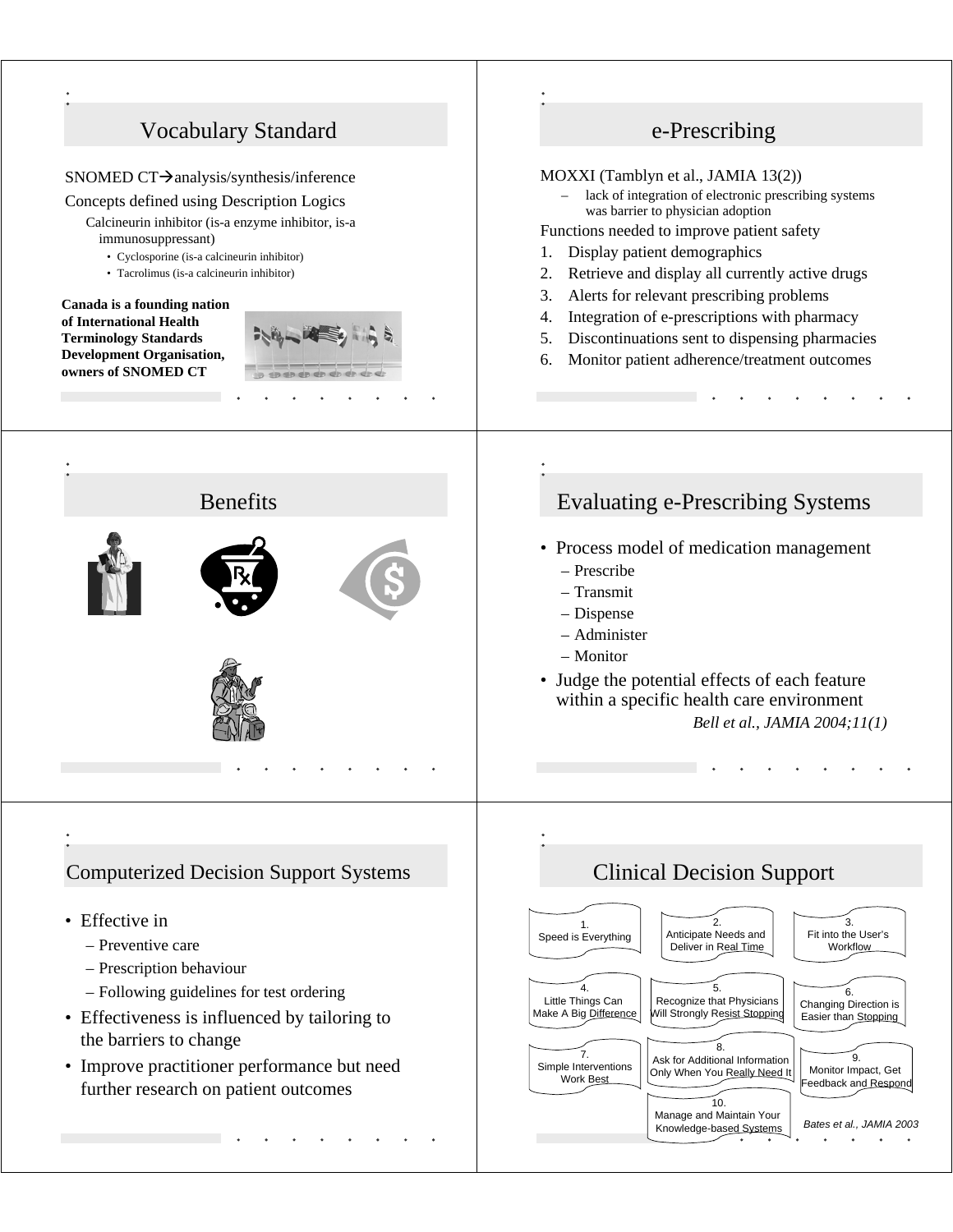## Vocabulary Standard

SNOMED CT→analysis/synthesis/inference

Concepts defined using Description Logics

Calcineurin inhibitor (is-a enzyme inhibitor, is-a immunosuppressant)

- Cyclosporine (is-a calcineurin inhibitor)
- Tacrolimus (is-a calcineurin inhibitor)

**Canada is a founding nation of International Health Terminology Standards Development Organisation, owners of SNOMED CT**

## e-Prescribing

MOXXI (Tamblyn et al., JAMIA 13(2))

- lack of integration of electronic prescribing systems was barrier to physician adoption

Functions needed to improve patient safety

1. Display patient demographics
2. Retrieve and display all currently active drugs
3. Alerts for relevant prescribing problems
4. Integration of e-prescriptions with pharmacy
5. Discontinuations sent to dispensing pharmacies
6. Monitor patient adherence/treatment outcomes

## Benefits

## Evaluating e-Prescribing Systems

- Process model of medication management
  - Prescribe
  - Transmit
  - Dispense
  - Administer
  - Monitor
- Judge the potential effects of each feature within a specific health care environment

*Bell et al., JAMIA 2004;11(1)*

## Computerized Decision Support Systems

- Effective in
  - Preventive care
  - Prescription behaviour
  - Following guidelines for test ordering
- Effectiveness is influenced by tailoring to the barriers to change
- Improve practitioner performance but need further research on patient outcomes

## Clinical Decision Support

1. Speed is Everything
2. Anticipate Needs and Deliver in Real Time
3. Fit into the User's Workflow
4. Little Things Can Make A Big Difference
5. Recognize that Physicians Will Strongly Resist Stopping
6. Changing Direction is Easier than Stopping
7. Simple Interventions Work Best
8. Ask for Additional Information Only When You Really Need It
9. Monitor Impact, Get Feedback and Respond
10. Manage and Maintain Your Knowledge-based Systems

*Bates et al., JAMIA 2003*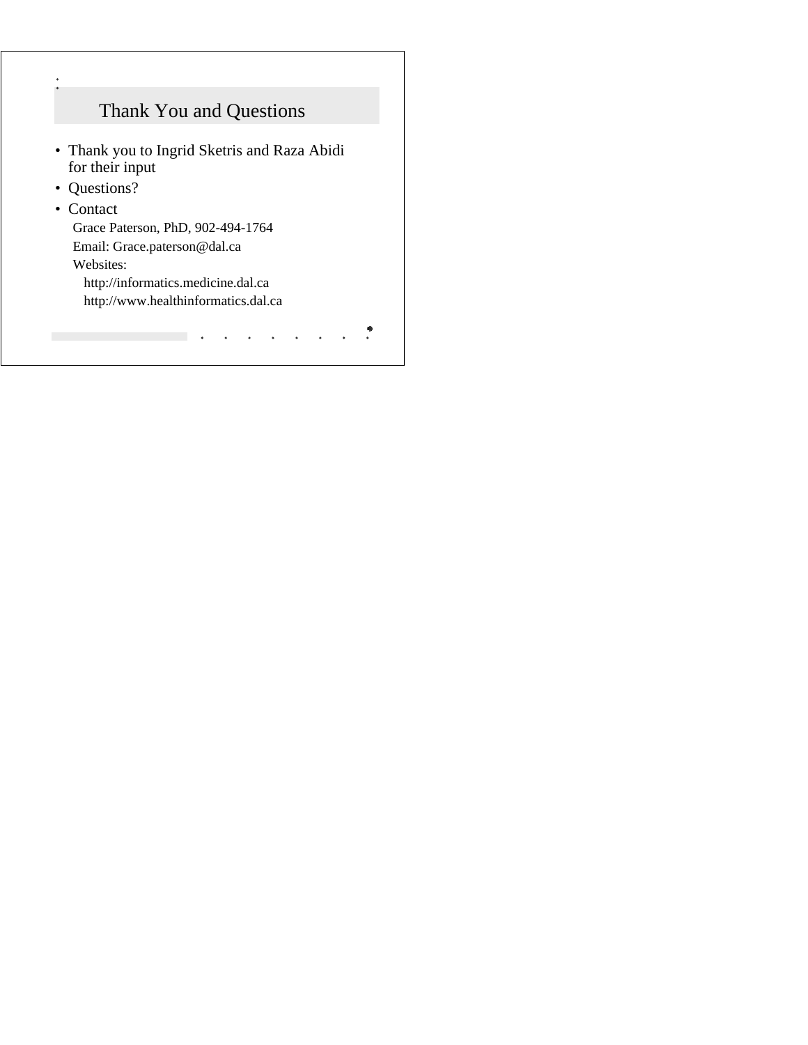# Thank You and Questions

- Thank you to Ingrid Sketris and Raza Abidi for their input
- Questions?
- Contact

  Grace Paterson, PhD, 902-494-1764

  Email: Grace.paterson@dal.ca

  Websites:

  http://informatics.medicine.dal.ca

  http://www.healthinformatics.dal.ca